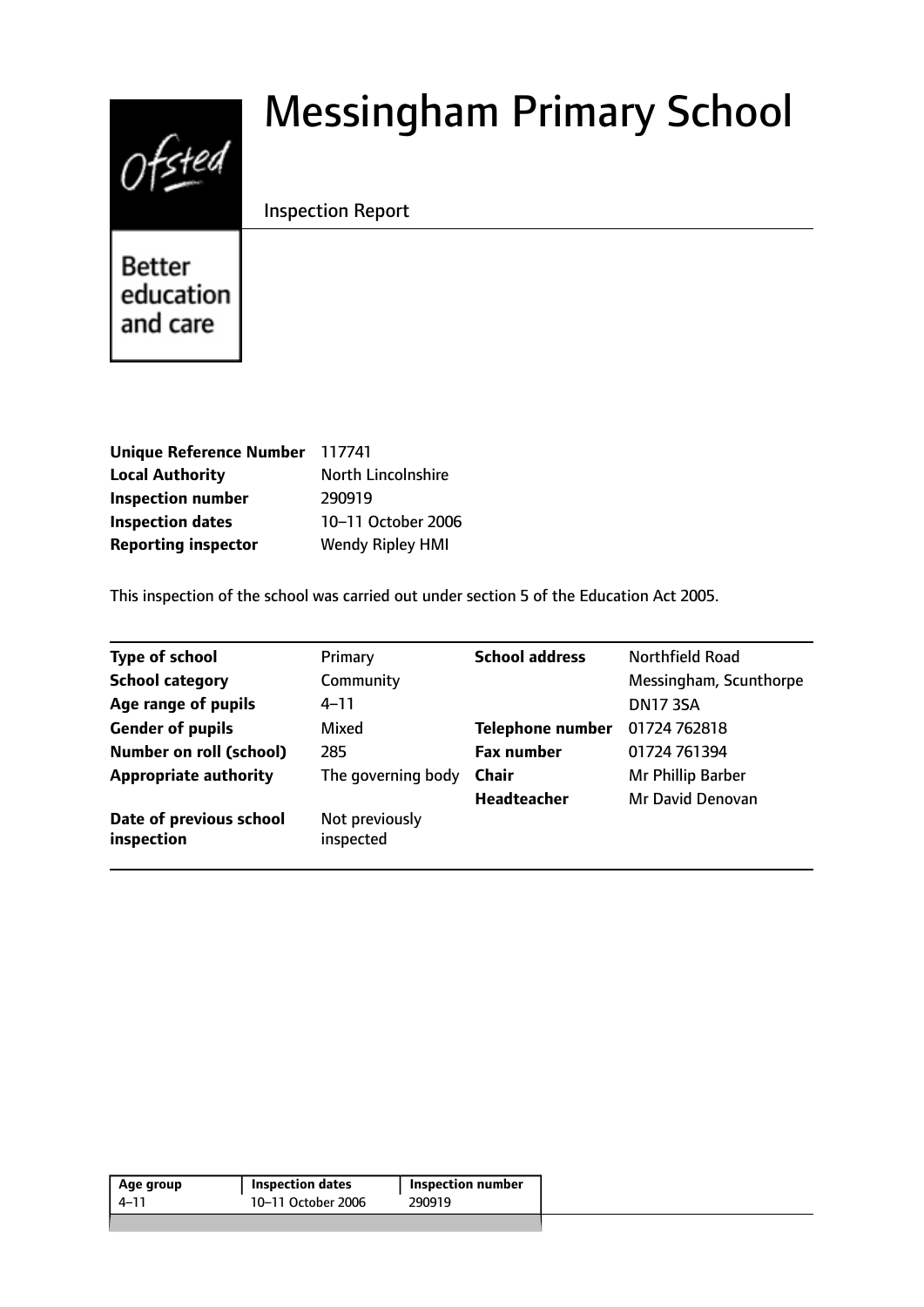Ofsted

Better education and care

# Messingham Primary School

Inspection Report

| | |
|---|---|
| **Unique Reference Number** | 117741 |
| **Local Authority** | North Lincolnshire |
| **Inspection number** | 290919 |
| **Inspection dates** | 10–11 October 2006 |
| **Reporting inspector** | Wendy Ripley HMI |

This inspection of the school was carried out under section 5 of the Education Act 2005.

| | | | |
|---|---|---|---|
| **Type of school** | Primary | **School address** | Northfield Road |
| **School category** | Community | | Messingham, Scunthorpe |
| **Age range of pupils** | 4–11 | | DN17 3SA |
| **Gender of pupils** | Mixed | **Telephone number** | 01724 762818 |
| **Number on roll (school)** | 285 | **Fax number** | 01724 761394 |
| **Appropriate authority** | The governing body | **Chair** | Mr Phillip Barber |
| | | **Headteacher** | Mr David Denovan |
| **Date of previous school inspection** | Not previously inspected | | |

| Age group | Inspection dates | Inspection number |
|---|---|---|
| 4–11 | 10–11 October 2006 | 290919 |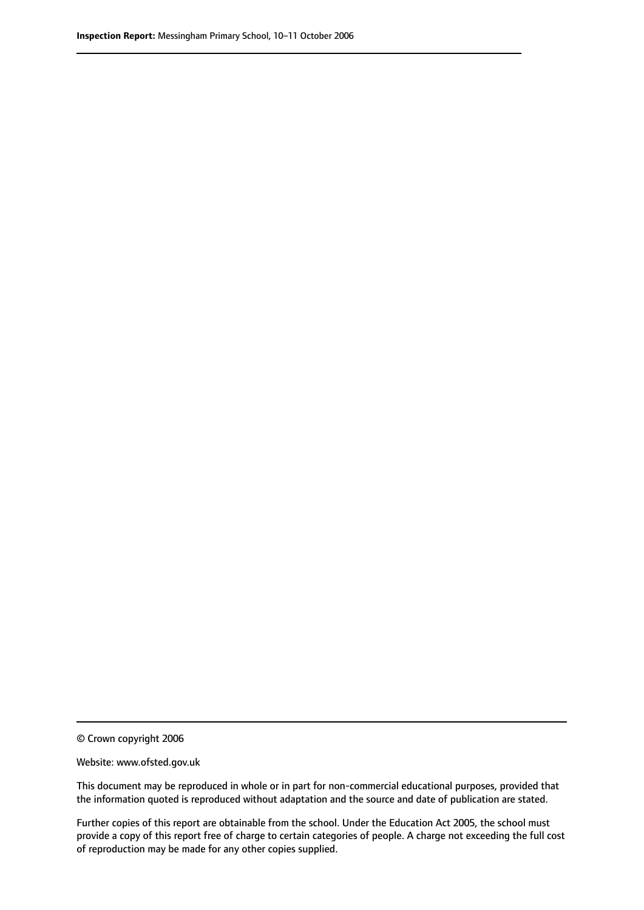© Crown copyright 2006

Website: www.ofsted.gov.uk

This document may be reproduced in whole or in part for non-commercial educational purposes, provided that the information quoted is reproduced without adaptation and the source and date of publication are stated.

Further copies of this report are obtainable from the school. Under the Education Act 2005, the school must provide a copy of this report free of charge to certain categories of people. A charge not exceeding the full cost of reproduction may be made for any other copies supplied.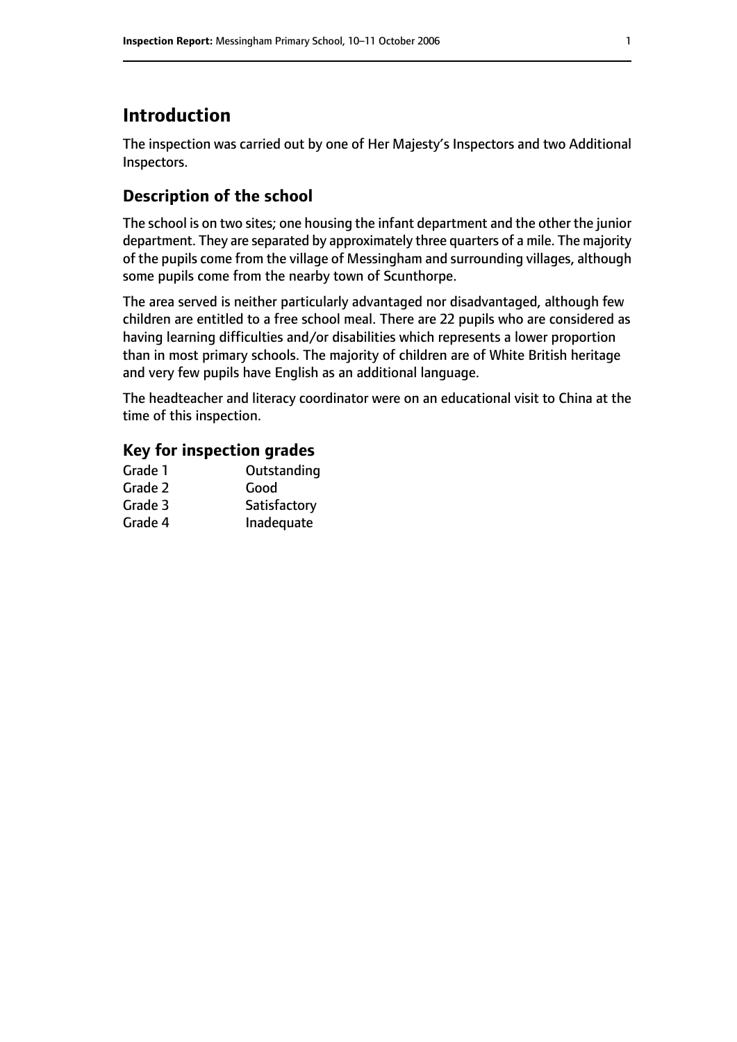# Introduction

The inspection was carried out by one of Her Majesty's Inspectors and two Additional Inspectors.

## Description of the school

The school is on two sites; one housing the infant department and the other the junior department. They are separated by approximately three quarters of a mile. The majority of the pupils come from the village of Messingham and surrounding villages, although some pupils come from the nearby town of Scunthorpe.

The area served is neither particularly advantaged nor disadvantaged, although few children are entitled to a free school meal. There are 22 pupils who are considered as having learning difficulties and/or disabilities which represents a lower proportion than in most primary schools. The majority of children are of White British heritage and very few pupils have English as an additional language.

The headteacher and literacy coordinator were on an educational visit to China at the time of this inspection.

### Key for inspection grades

| | |
|---|---|
| Grade 1 | Outstanding |
| Grade 2 | Good |
| Grade 3 | Satisfactory |
| Grade 4 | Inadequate |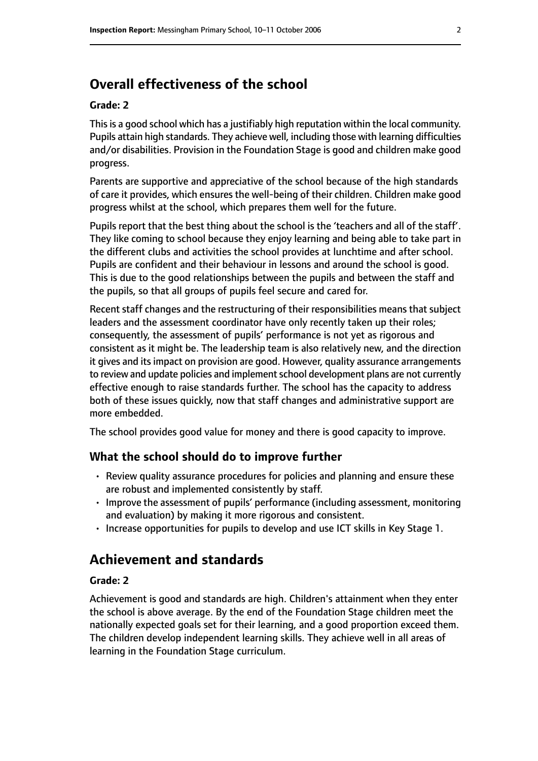## Overall effectiveness of the school

### Grade: 2

This is a good school which has a justifiably high reputation within the local community. Pupils attain high standards. They achieve well, including those with learning difficulties and/or disabilities. Provision in the Foundation Stage is good and children make good progress.

Parents are supportive and appreciative of the school because of the high standards of care it provides, which ensures the well-being of their children. Children make good progress whilst at the school, which prepares them well for the future.

Pupils report that the best thing about the school is the 'teachers and all of the staff'. They like coming to school because they enjoy learning and being able to take part in the different clubs and activities the school provides at lunchtime and after school. Pupils are confident and their behaviour in lessons and around the school is good. This is due to the good relationships between the pupils and between the staff and the pupils, so that all groups of pupils feel secure and cared for.

Recent staff changes and the restructuring of their responsibilities means that subject leaders and the assessment coordinator have only recently taken up their roles; consequently, the assessment of pupils' performance is not yet as rigorous and consistent as it might be. The leadership team is also relatively new, and the direction it gives and its impact on provision are good. However, quality assurance arrangements to review and update policies and implement school development plans are not currently effective enough to raise standards further. The school has the capacity to address both of these issues quickly, now that staff changes and administrative support are more embedded.

The school provides good value for money and there is good capacity to improve.

### What the school should do to improve further

- Review quality assurance procedures for policies and planning and ensure these are robust and implemented consistently by staff.
- Improve the assessment of pupils' performance (including assessment, monitoring and evaluation) by making it more rigorous and consistent.
- Increase opportunities for pupils to develop and use ICT skills in Key Stage 1.

## Achievement and standards

### Grade: 2

Achievement is good and standards are high. Children's attainment when they enter the school is above average. By the end of the Foundation Stage children meet the nationally expected goals set for their learning, and a good proportion exceed them. The children develop independent learning skills. They achieve well in all areas of learning in the Foundation Stage curriculum.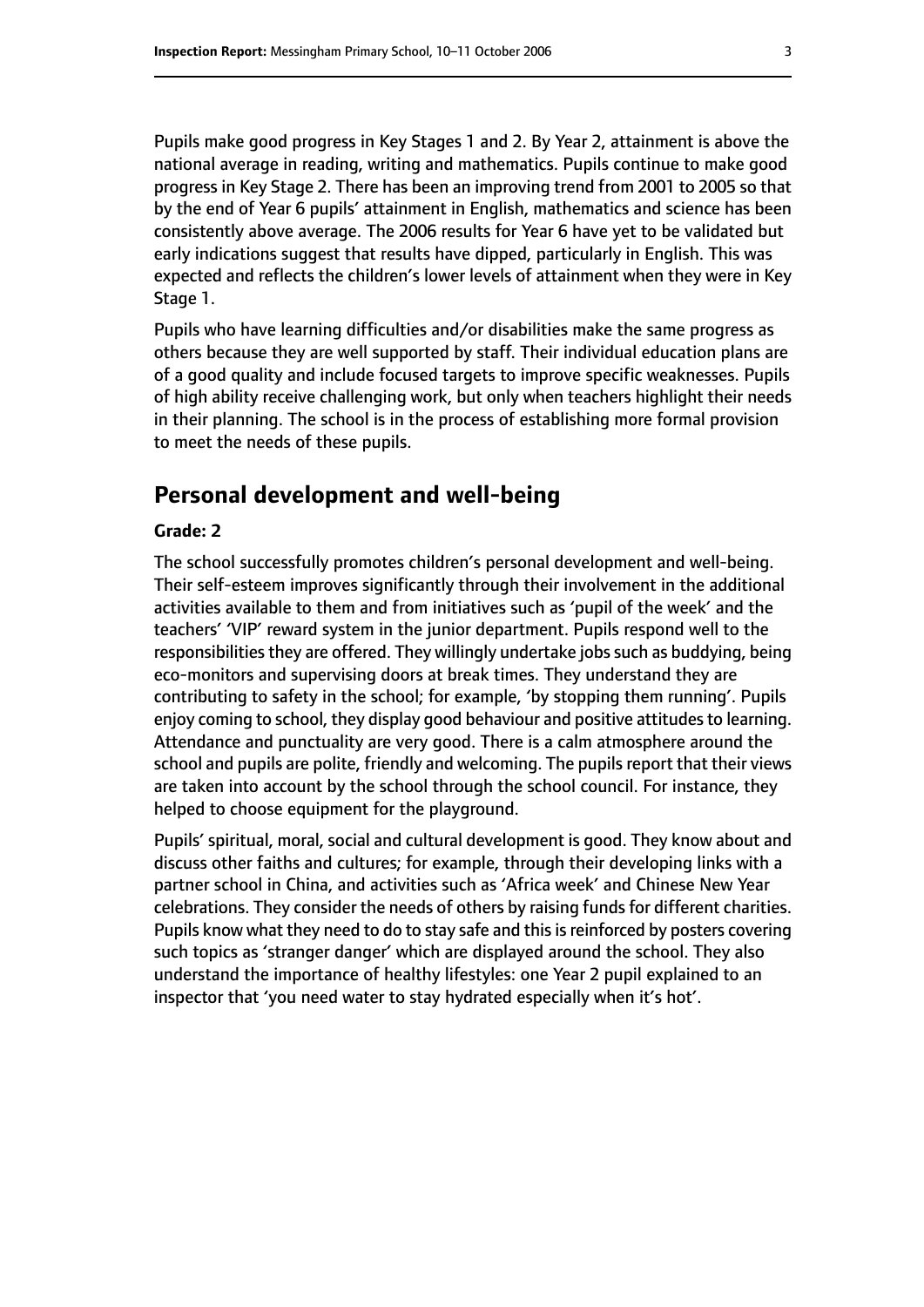Pupils make good progress in Key Stages 1 and 2. By Year 2, attainment is above the national average in reading, writing and mathematics. Pupils continue to make good progress in Key Stage 2. There has been an improving trend from 2001 to 2005 so that by the end of Year 6 pupils' attainment in English, mathematics and science has been consistently above average. The 2006 results for Year 6 have yet to be validated but early indications suggest that results have dipped, particularly in English. This was expected and reflects the children's lower levels of attainment when they were in Key Stage 1.

Pupils who have learning difficulties and/or disabilities make the same progress as others because they are well supported by staff. Their individual education plans are of a good quality and include focused targets to improve specific weaknesses. Pupils of high ability receive challenging work, but only when teachers highlight their needs in their planning. The school is in the process of establishing more formal provision to meet the needs of these pupils.

## Personal development and well-being

**Grade: 2**

The school successfully promotes children's personal development and well-being. Their self-esteem improves significantly through their involvement in the additional activities available to them and from initiatives such as 'pupil of the week' and the teachers' 'VIP' reward system in the junior department. Pupils respond well to the responsibilities they are offered. They willingly undertake jobs such as buddying, being eco-monitors and supervising doors at break times. They understand they are contributing to safety in the school; for example, 'by stopping them running'. Pupils enjoy coming to school, they display good behaviour and positive attitudes to learning. Attendance and punctuality are very good. There is a calm atmosphere around the school and pupils are polite, friendly and welcoming. The pupils report that their views are taken into account by the school through the school council. For instance, they helped to choose equipment for the playground.

Pupils' spiritual, moral, social and cultural development is good. They know about and discuss other faiths and cultures; for example, through their developing links with a partner school in China, and activities such as 'Africa week' and Chinese New Year celebrations. They consider the needs of others by raising funds for different charities. Pupils know what they need to do to stay safe and this is reinforced by posters covering such topics as 'stranger danger' which are displayed around the school. They also understand the importance of healthy lifestyles: one Year 2 pupil explained to an inspector that 'you need water to stay hydrated especially when it's hot'.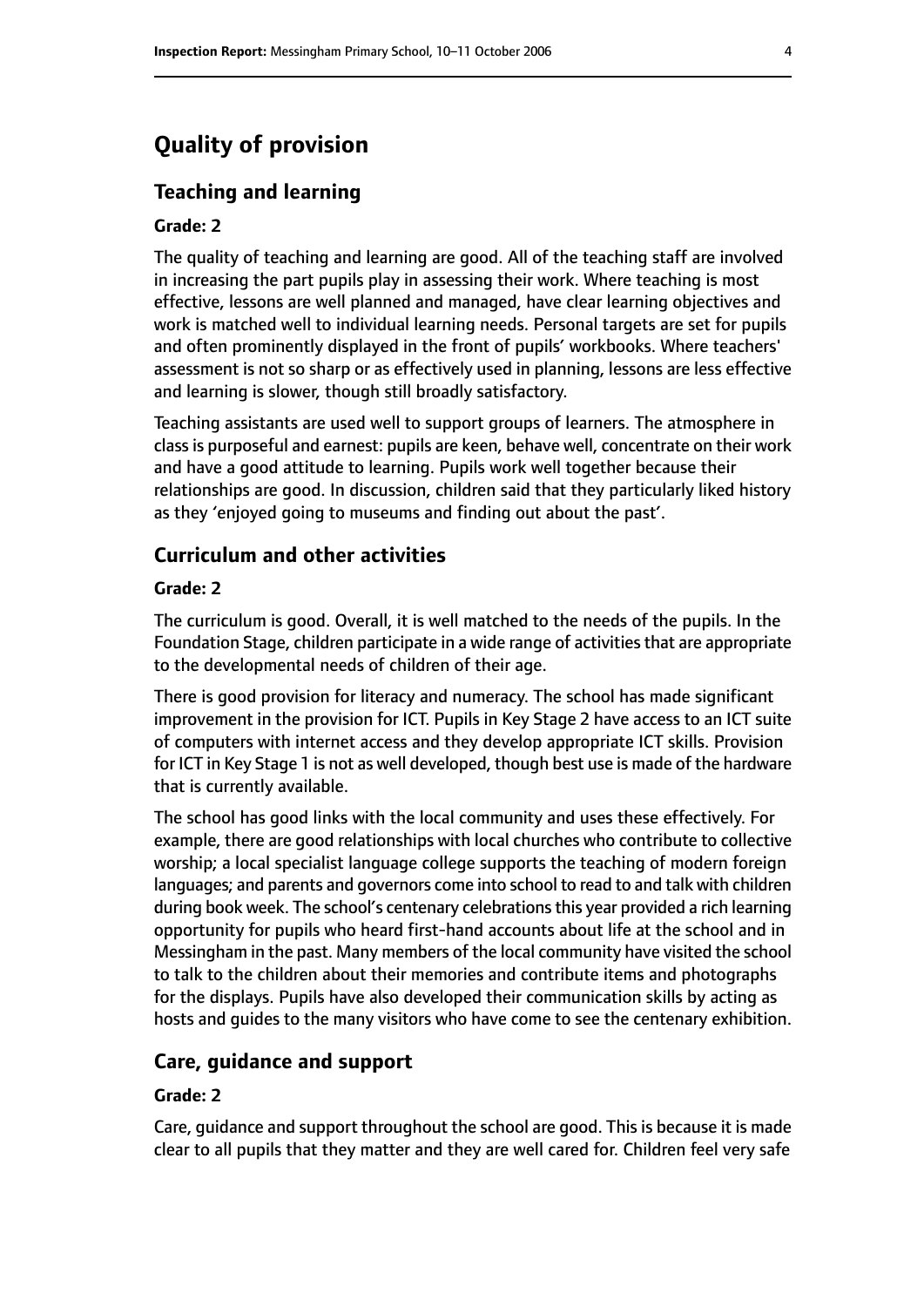# Quality of provision

## Teaching and learning

**Grade: 2**

The quality of teaching and learning are good. All of the teaching staff are involved in increasing the part pupils play in assessing their work. Where teaching is most effective, lessons are well planned and managed, have clear learning objectives and work is matched well to individual learning needs. Personal targets are set for pupils and often prominently displayed in the front of pupils' workbooks. Where teachers' assessment is not so sharp or as effectively used in planning, lessons are less effective and learning is slower, though still broadly satisfactory.

Teaching assistants are used well to support groups of learners. The atmosphere in class is purposeful and earnest: pupils are keen, behave well, concentrate on their work and have a good attitude to learning. Pupils work well together because their relationships are good. In discussion, children said that they particularly liked history as they 'enjoyed going to museums and finding out about the past'.

## Curriculum and other activities

**Grade: 2**

The curriculum is good. Overall, it is well matched to the needs of the pupils. In the Foundation Stage, children participate in a wide range of activities that are appropriate to the developmental needs of children of their age.

There is good provision for literacy and numeracy. The school has made significant improvement in the provision for ICT. Pupils in Key Stage 2 have access to an ICT suite of computers with internet access and they develop appropriate ICT skills. Provision for ICT in Key Stage 1 is not as well developed, though best use is made of the hardware that is currently available.

The school has good links with the local community and uses these effectively. For example, there are good relationships with local churches who contribute to collective worship; a local specialist language college supports the teaching of modern foreign languages; and parents and governors come into school to read to and talk with children during book week. The school's centenary celebrations this year provided a rich learning opportunity for pupils who heard first-hand accounts about life at the school and in Messingham in the past. Many members of the local community have visited the school to talk to the children about their memories and contribute items and photographs for the displays. Pupils have also developed their communication skills by acting as hosts and guides to the many visitors who have come to see the centenary exhibition.

## Care, guidance and support

**Grade: 2**

Care, guidance and support throughout the school are good. This is because it is made clear to all pupils that they matter and they are well cared for. Children feel very safe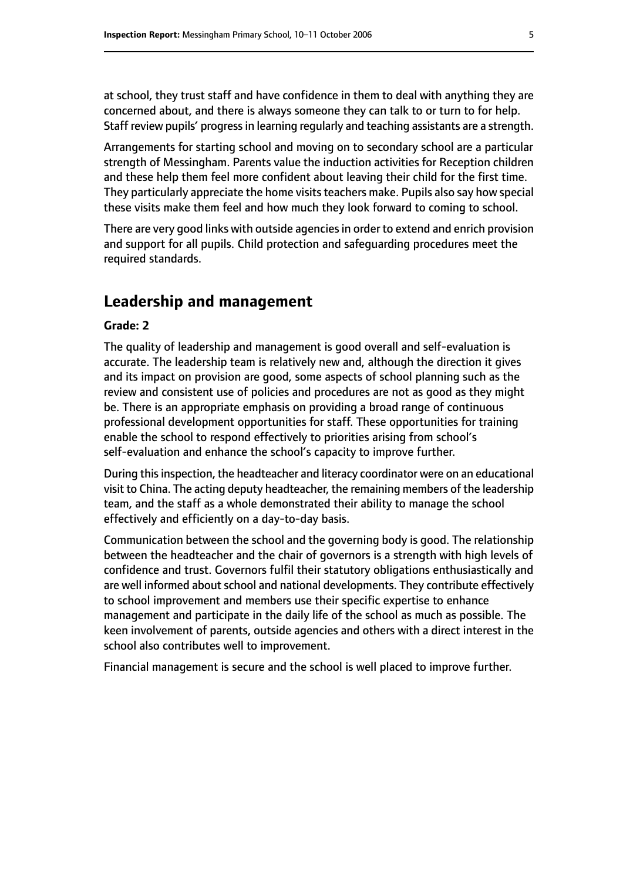at school, they trust staff and have confidence in them to deal with anything they are concerned about, and there is always someone they can talk to or turn to for help. Staff review pupils' progress in learning regularly and teaching assistants are a strength.

Arrangements for starting school and moving on to secondary school are a particular strength of Messingham. Parents value the induction activities for Reception children and these help them feel more confident about leaving their child for the first time. They particularly appreciate the home visits teachers make. Pupils also say how special these visits make them feel and how much they look forward to coming to school.

There are very good links with outside agencies in order to extend and enrich provision and support for all pupils. Child protection and safeguarding procedures meet the required standards.

## Leadership and management

**Grade: 2**

The quality of leadership and management is good overall and self-evaluation is accurate. The leadership team is relatively new and, although the direction it gives and its impact on provision are good, some aspects of school planning such as the review and consistent use of policies and procedures are not as good as they might be. There is an appropriate emphasis on providing a broad range of continuous professional development opportunities for staff. These opportunities for training enable the school to respond effectively to priorities arising from school's self-evaluation and enhance the school's capacity to improve further.

During this inspection, the headteacher and literacy coordinator were on an educational visit to China. The acting deputy headteacher, the remaining members of the leadership team, and the staff as a whole demonstrated their ability to manage the school effectively and efficiently on a day-to-day basis.

Communication between the school and the governing body is good. The relationship between the headteacher and the chair of governors is a strength with high levels of confidence and trust. Governors fulfil their statutory obligations enthusiastically and are well informed about school and national developments. They contribute effectively to school improvement and members use their specific expertise to enhance management and participate in the daily life of the school as much as possible. The keen involvement of parents, outside agencies and others with a direct interest in the school also contributes well to improvement.

Financial management is secure and the school is well placed to improve further.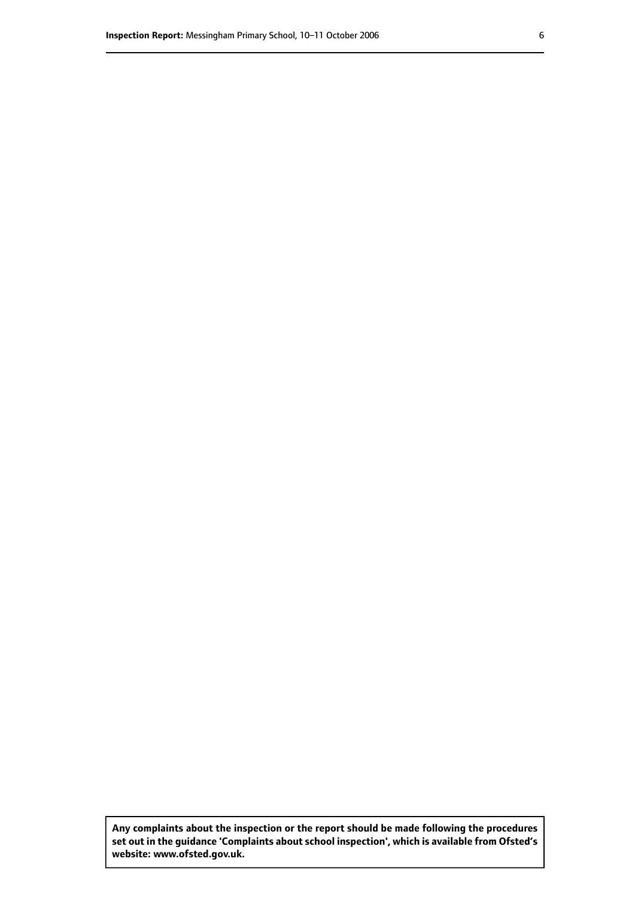**Any complaints about the inspection or the report should be made following the procedures set out in the guidance 'Complaints about school inspection', which is available from Ofsted's website: www.ofsted.gov.uk.**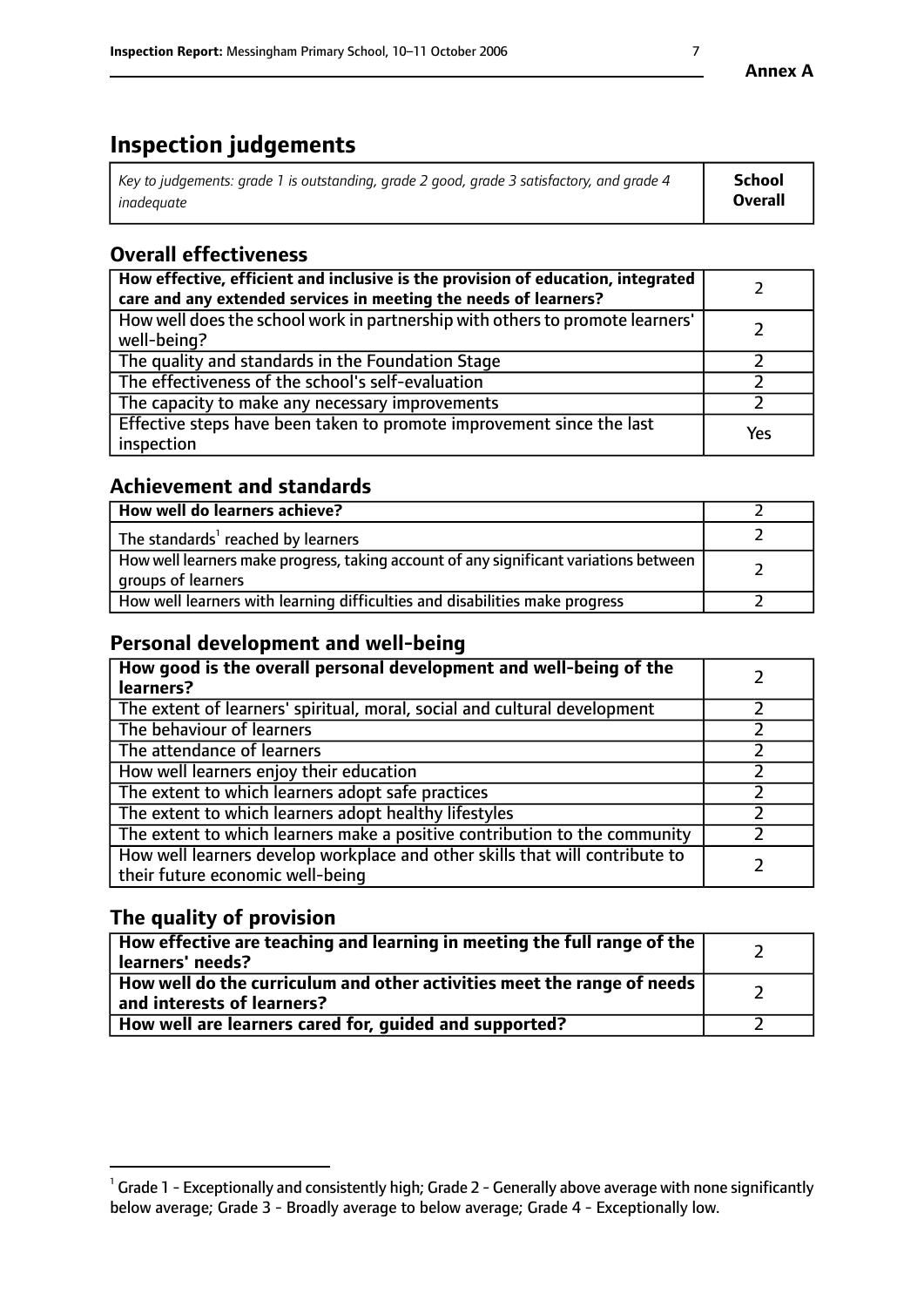# Inspection judgements

| *Key to judgements: grade 1 is outstanding, grade 2 good, grade 3 satisfactory, and grade 4 inadequate* | **School Overall** |
|---|---|

## Overall effectiveness

| | |
|---|---|
| **How effective, efficient and inclusive is the provision of education, integrated care and any extended services in meeting the needs of learners?** | 2 |
| How well does the school work in partnership with others to promote learners' well-being? | 2 |
| The quality and standards in the Foundation Stage | 2 |
| The effectiveness of the school's self-evaluation | 2 |
| The capacity to make any necessary improvements | 2 |
| Effective steps have been taken to promote improvement since the last inspection | Yes |

## Achievement and standards

| | |
|---|---|
| **How well do learners achieve?** | 2 |
| The standards[1] reached by learners | 2 |
| How well learners make progress, taking account of any significant variations between groups of learners | 2 |
| How well learners with learning difficulties and disabilities make progress | 2 |

## Personal development and well-being

| | |
|---|---|
| **How good is the overall personal development and well-being of the learners?** | 2 |
| The extent of learners' spiritual, moral, social and cultural development | 2 |
| The behaviour of learners | 2 |
| The attendance of learners | 2 |
| How well learners enjoy their education | 2 |
| The extent to which learners adopt safe practices | 2 |
| The extent to which learners adopt healthy lifestyles | 2 |
| The extent to which learners make a positive contribution to the community | 2 |
| How well learners develop workplace and other skills that will contribute to their future economic well-being | 2 |

## The quality of provision

| | |
|---|---|
| **How effective are teaching and learning in meeting the full range of the learners' needs?** | 2 |
| **How well do the curriculum and other activities meet the range of needs and interests of learners?** | 2 |
| **How well are learners cared for, guided and supported?** | 2 |

[1] Grade 1 - Exceptionally and consistently high; Grade 2 - Generally above average with none significantly below average; Grade 3 - Broadly average to below average; Grade 4 - Exceptionally low.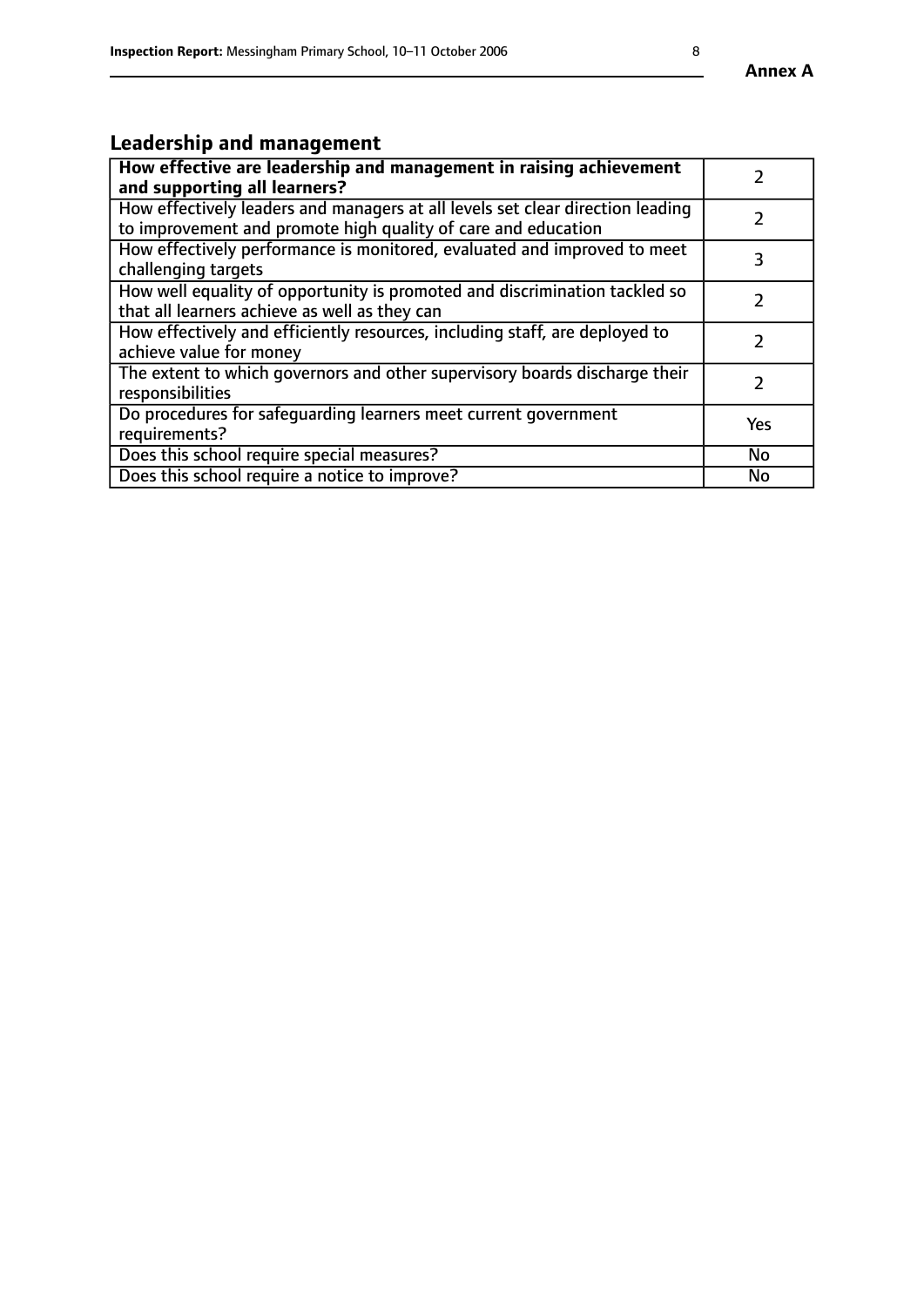## Leadership and management

| | |
|---|---|
| **How effective are leadership and management in raising achievement and supporting all learners?** | 2 |
| How effectively leaders and managers at all levels set clear direction leading to improvement and promote high quality of care and education | 2 |
| How effectively performance is monitored, evaluated and improved to meet challenging targets | 3 |
| How well equality of opportunity is promoted and discrimination tackled so that all learners achieve as well as they can | 2 |
| How effectively and efficiently resources, including staff, are deployed to achieve value for money | 2 |
| The extent to which governors and other supervisory boards discharge their responsibilities | 2 |
| Do procedures for safeguarding learners meet current government requirements? | Yes |
| Does this school require special measures? | No |
| Does this school require a notice to improve? | No |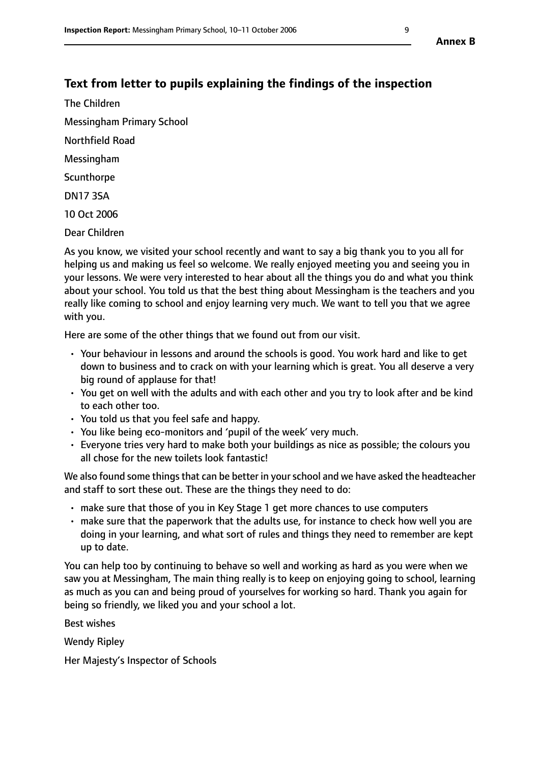## Text from letter to pupils explaining the findings of the inspection

The Children

Messingham Primary School

Northfield Road

Messingham

Scunthorpe

DN17 3SA

10 Oct 2006

Dear Children

As you know, we visited your school recently and want to say a big thank you to you all for helping us and making us feel so welcome. We really enjoyed meeting you and seeing you in your lessons. We were very interested to hear about all the things you do and what you think about your school. You told us that the best thing about Messingham is the teachers and you really like coming to school and enjoy learning very much. We want to tell you that we agree with you.

Here are some of the other things that we found out from our visit.

- Your behaviour in lessons and around the schools is good. You work hard and like to get down to business and to crack on with your learning which is great. You all deserve a very big round of applause for that!
- You get on well with the adults and with each other and you try to look after and be kind to each other too.
- You told us that you feel safe and happy.
- You like being eco-monitors and 'pupil of the week' very much.
- Everyone tries very hard to make both your buildings as nice as possible; the colours you all chose for the new toilets look fantastic!

We also found some things that can be better in your school and we have asked the headteacher and staff to sort these out. These are the things they need to do:

- make sure that those of you in Key Stage 1 get more chances to use computers
- make sure that the paperwork that the adults use, for instance to check how well you are doing in your learning, and what sort of rules and things they need to remember are kept up to date.

You can help too by continuing to behave so well and working as hard as you were when we saw you at Messingham, The main thing really is to keep on enjoying going to school, learning as much as you can and being proud of yourselves for working so hard. Thank you again for being so friendly, we liked you and your school a lot.

Best wishes

Wendy Ripley

Her Majesty's Inspector of Schools